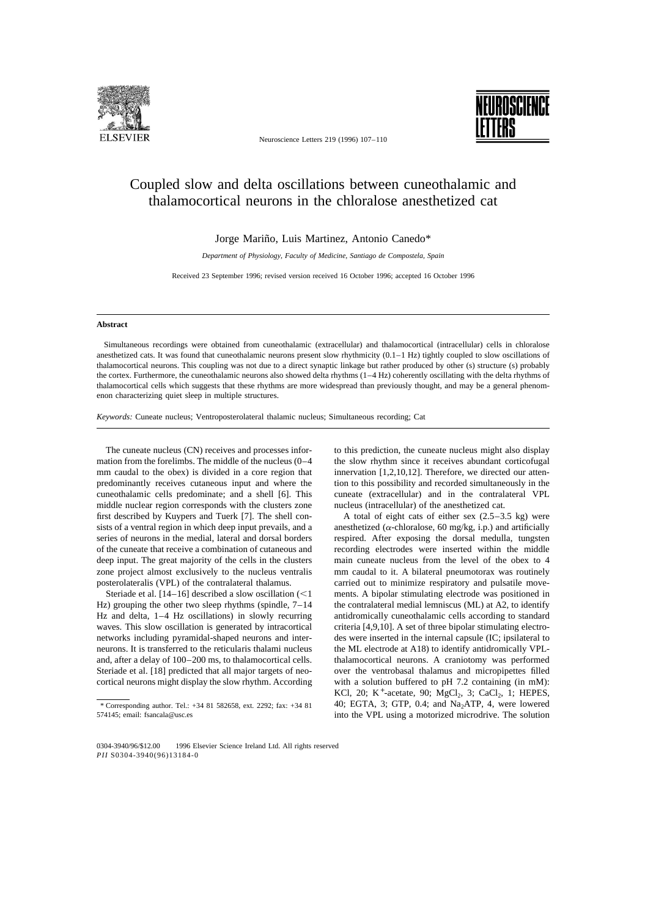# Coupled slow and delta oscillations between cuneothalamic and thalamocortical neurons in the chloralose anesthetized cat

Jorge Mariño, Luis Martinez, Antonio Canedo*

*Department of Physiology, Faculty of Medicine, Santiago de Compostela, Spain*

Received 23 September 1996; revised version received 16 October 1996; accepted 16 October 1996

## Abstract

Simultaneous recordings were obtained from cuneothalamic (extracellular) and thalamocortical (intracellular) cells in chloralose anesthetized cats. It was found that cuneothalamic neurons present slow rhythmicity (0.1–1 Hz) tightly coupled to slow oscillations of thalamocortical neurons. This coupling was not due to a direct synaptic linkage but rather produced by other (s) structure (s) probably the cortex. Furthermore, the cuneothalamic neurons also showed delta rhythms (1–4 Hz) coherently oscillating with the delta rhythms of thalamocortical cells which suggests that these rhythms are more widespread than previously thought, and may be a general phenomenon characterizing quiet sleep in multiple structures.

*Keywords:* Cuneate nucleus; Ventroposterolateral thalamic nucleus; Simultaneous recording; Cat

The cuneate nucleus (CN) receives and processes information from the forelimbs. The middle of the nucleus (0–4 mm caudal to the obex) is divided in a core region that predominantly receives cutaneous input and where the cuneothalamic cells predominate; and a shell [6]. This middle nuclear region corresponds with the clusters zone first described by Kuypers and Tuerk [7]. The shell consists of a ventral region in which deep input prevails, and a series of neurons in the medial, lateral and dorsal borders of the cuneate that receive a combination of cutaneous and deep input. The great majority of the cells in the clusters zone project almost exclusively to the nucleus ventralis posterolateralis (VPL) of the contralateral thalamus.

Steriade et al. [14–16] described a slow oscillation (<1 Hz) grouping the other two sleep rhythms (spindle, 7–14 Hz and delta, 1–4 Hz oscillations) in slowly recurring waves. This slow oscillation is generated by intracortical networks including pyramidal-shaped neurons and interneurons. It is transferred to the reticularis thalami nucleus and, after a delay of 100–200 ms, to thalamocortical cells. Steriade et al. [18] predicted that all major targets of neocortical neurons might display the slow rhythm. According to this prediction, the cuneate nucleus might also display the slow rhythm since it receives abundant corticofugal innervation [1,2,10,12]. Therefore, we directed our attention to this possibility and recorded simultaneously in the cuneate (extracellular) and in the contralateral VPL nucleus (intracellular) of the anesthetized cat.

A total of eight cats of either sex (2.5–3.5 kg) were anesthetized ($\alpha$-chloralose, 60 mg/kg, i.p.) and artificially respired. After exposing the dorsal medulla, tungsten recording electrodes were inserted within the middle main cuneate nucleus from the level of the obex to 4 mm caudal to it. A bilateral pneumotorax was routinely carried out to minimize respiratory and pulsatile movements. A bipolar stimulating electrode was positioned in the contralateral medial lemniscus (ML) at A2, to identify antidromically cuneothalamic cells according to standard criteria [4,9,10]. A set of three bipolar stimulating electrodes were inserted in the internal capsule (IC; ipsilateral to the ML electrode at A18) to identify antidromically VPL-thalamocortical neurons. A craniotomy was performed over the ventrobasal thalamus and micropipettes filled with a solution buffered to pH 7.2 containing (in mM): KCl, 20; $K^+$-acetate, 90; $MgCl_2$, 3; $CaCl_2$, 1; HEPES, 40; EGTA, 3; GTP, 0.4; and $Na_2ATP$, 4, were lowered into the VPL using a motorized microdrive. The solution

* Corresponding author. Tel.: +34 81 582658, ext. 2292; fax: +34 81 574145; email: fsancala@usc.es

0304-3940/96/$12.00 1996 Elsevier Science Ireland Ltd. All rights reserved
*PII* S0304-3940(96)13184-0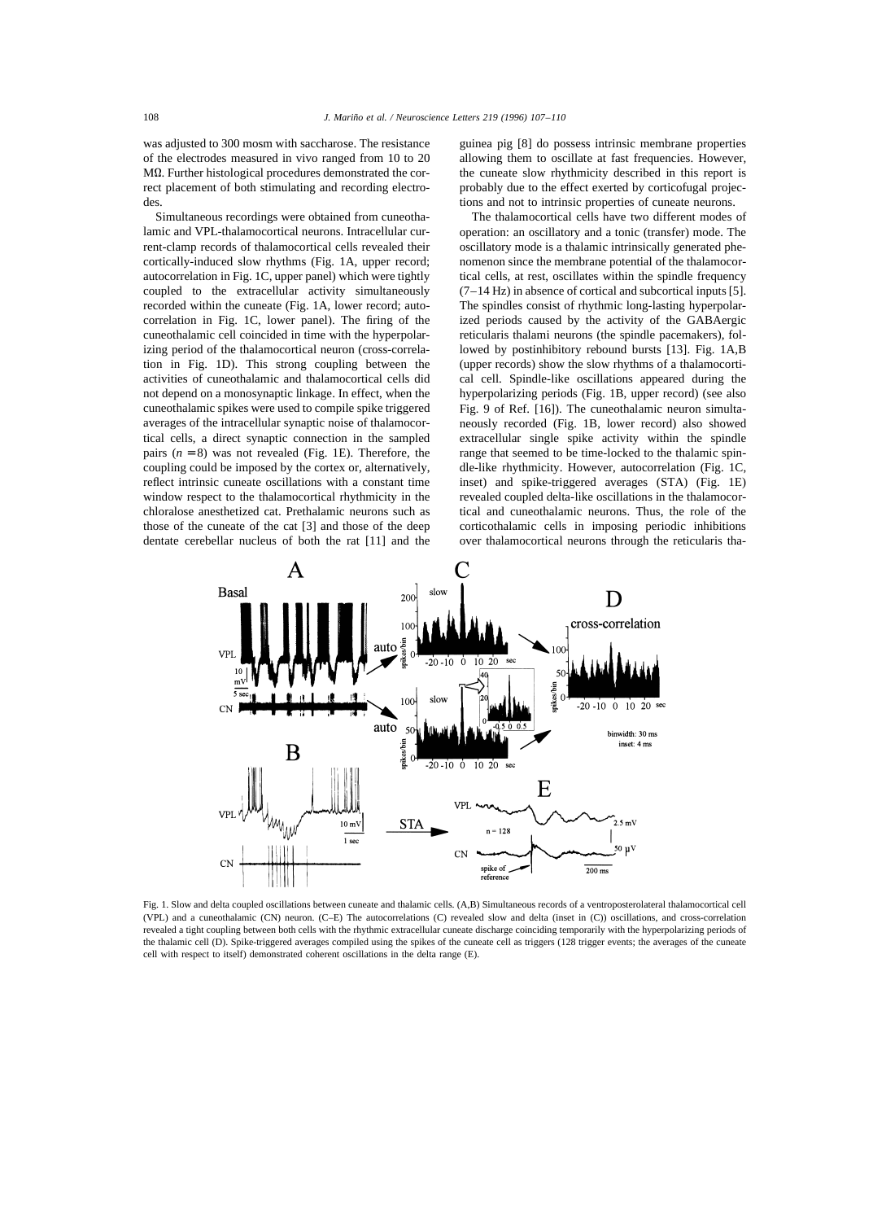was adjusted to 300 mosm with saccharose. The resistance of the electrodes measured in vivo ranged from 10 to 20 MΩ. Further histological procedures demonstrated the correct placement of both stimulating and recording electrodes.

Simultaneous recordings were obtained from cuneothalamic and VPL-thalamocortical neurons. Intracellular current-clamp records of thalamocortical cells revealed their cortically-induced slow rhythms (Fig. 1A, upper record; autocorrelation in Fig. 1C, upper panel) which were tightly coupled to the extracellular activity simultaneously recorded within the cuneate (Fig. 1A, lower record; autocorrelation in Fig. 1C, lower panel). The firing of the cuneothalamic cell coincided in time with the hyperpolarizing period of the thalamocortical neuron (cross-correlation in Fig. 1D). This strong coupling between the activities of cuneothalamic and thalamocortical cells did not depend on a monosynaptic linkage. In effect, when the cuneothalamic spikes were used to compile spike triggered averages of the intracellular synaptic noise of thalamocortical cells, a direct synaptic connection in the sampled pairs ($n = 8$) was not revealed (Fig. 1E). Therefore, the coupling could be imposed by the cortex or, alternatively, reflect intrinsic cuneate oscillations with a constant time window respect to the thalamocortical rhythmicity in the chloralose anesthetized cat. Prethalamic neurons such as those of the cuneate of the cat [3] and those of the deep dentate cerebellar nucleus of both the rat [11] and the guinea pig [8] do possess intrinsic membrane properties allowing them to oscillate at fast frequencies. However, the cuneate slow rhythmicity described in this report is probably due to the effect exerted by corticofugal projections and not to intrinsic properties of cuneate neurons.

The thalamocortical cells have two different modes of operation: an oscillatory and a tonic (transfer) mode. The oscillatory mode is a thalamic intrinsically generated phenomenon since the membrane potential of the thalamocortical cells, at rest, oscillates within the spindle frequency (7–14 Hz) in absence of cortical and subcortical inputs [5]. The spindles consist of rhythmic long-lasting hyperpolarized periods caused by the activity of the GABAergic reticularis thalami neurons (the spindle pacemakers), followed by postinhibitory rebound bursts [13]. Fig. 1A,B (upper records) show the slow rhythms of a thalamocortical cell. Spindle-like oscillations appeared during the hyperpolarizing periods (Fig. 1B, upper record) (see also Fig. 9 of Ref. [16]). The cuneothalamic neuron simultaneously recorded (Fig. 1B, lower record) also showed extracellular single spike activity within the spindle range that seemed to be time-locked to the thalamic spindle-like rhythmicity. However, autocorrelation (Fig. 1C, inset) and spike-triggered averages (STA) (Fig. 1E) revealed coupled delta-like oscillations in the thalamocortical and cuneothalamic neurons. Thus, the role of the corticothalamic cells in imposing periodic inhibitions over thalamocortical neurons through the reticularis tha-

Fig. 1. Slow and delta coupled oscillations between cuneate and thalamic cells. (A,B) Simultaneous records of a ventroposterolateral thalamocortical cell (VPL) and a cuneothalamic (CN) neuron. (C–E) The autocorrelations (C) revealed slow and delta (inset in (C)) oscillations, and cross-correlation revealed a tight coupling between both cells with the rhythmic extracellular cuneate discharge coinciding temporarily with the hyperpolarizing periods of the thalamic cell (D). Spike-triggered averages compiled using the spikes of the cuneate cell as triggers (128 trigger events; the averages of the cuneate cell with respect to itself) demonstrated coherent oscillations in the delta range (E).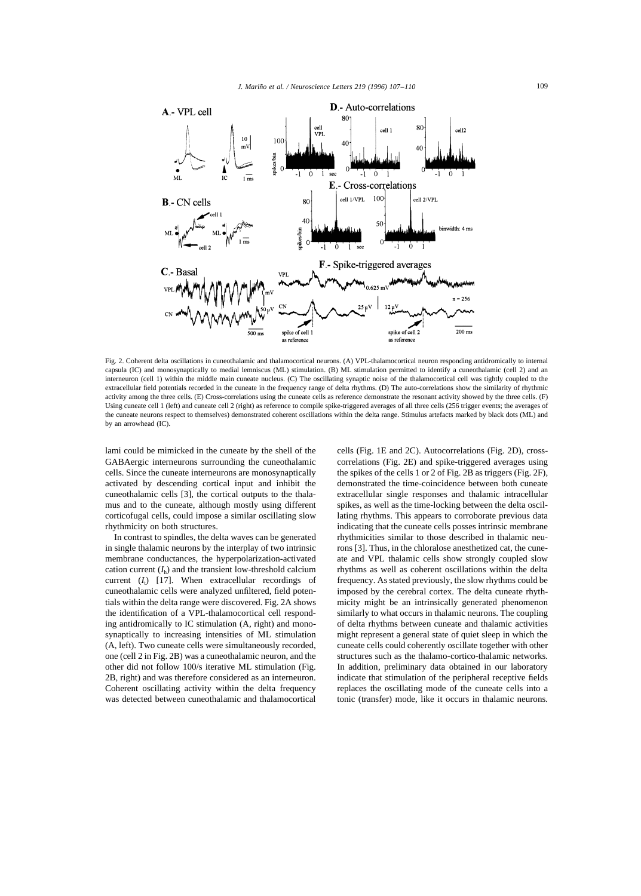Fig. 2. Coherent delta oscillations in cuneothalamic and thalamocortical neurons. (A) VPL-thalamocortical neuron responding antidromically to internal capsula (IC) and monosynaptically to medial lemniscus (ML) stimulation. (B) ML stimulation permitted to identify a cuneothalamic (cell 2) and an interneuron (cell 1) within the middle main cuneate nucleus. (C) The oscillating synaptic noise of the thalamocortical cell was tightly coupled to the extracellular field potentials recorded in the cuneate in the frequency range of delta rhythms. (D) The auto-correlations show the similarity of rhythmic activity among the three cells. (E) Cross-correlations using the cuneate cells as reference demonstrate the resonant activity showed by the three cells. (F) Using cuneate cell 1 (left) and cuneate cell 2 (right) as reference to compile spike-triggered averages of all three cells (256 trigger events; the averages of the cuneate neurons respect to themselves) demonstrated coherent oscillations within the delta range. Stimulus artefacts marked by black dots (ML) and by an arrowhead (IC).

lami could be mimicked in the cuneate by the shell of the GABAergic interneurons surrounding the cuneothalamic cells. Since the cuneate interneurons are monosynaptically activated by descending cortical input and inhibit the cuneothalamic cells [3], the cortical outputs to the thalamus and to the cuneate, although mostly using different corticofugal cells, could impose a similar oscillating slow rhythmicity on both structures.

In contrast to spindles, the delta waves can be generated in single thalamic neurons by the interplay of two intrinsic membrane conductances, the hyperpolarization-activated cation current ($I_h$) and the transient low-threshold calcium current ($I_t$) [17]. When extracellular recordings of cuneothalamic cells were analyzed unfiltered, field potentials within the delta range were discovered. Fig. 2A shows the identification of a VPL-thalamocortical cell responding antidromically to IC stimulation (A, right) and monosynaptically to increasing intensities of ML stimulation (A, left). Two cuneate cells were simultaneously recorded, one (cell 2 in Fig. 2B) was a cuneothalamic neuron, and the other did not follow 100/s iterative ML stimulation (Fig. 2B, right) and was therefore considered as an interneuron. Coherent oscillating activity within the delta frequency was detected between cuneothalamic and thalamocortical cells (Fig. 1E and 2C). Autocorrelations (Fig. 2D), cross-correlations (Fig. 2E) and spike-triggered averages using the spikes of the cells 1 or 2 of Fig. 2B as triggers (Fig. 2F), demonstrated the time-coincidence between both cuneate extracellular single responses and thalamic intracellular spikes, as well as the time-locking between the delta oscillating rhythms. This appears to corroborate previous data indicating that the cuneate cells posses intrinsic membrane rhythmicities similar to those described in thalamic neurons [3]. Thus, in the chloralose anesthetized cat, the cuneate and VPL thalamic cells show strongly coupled slow rhythms as well as coherent oscillations within the delta frequency. As stated previously, the slow rhythms could be imposed by the cerebral cortex. The delta cuneate rhythmicity might be an intrinsically generated phenomenon similarly to what occurs in thalamic neurons. The coupling of delta rhythms between cuneate and thalamic activities might represent a general state of quiet sleep in which the cuneate cells could coherently oscillate together with other structures such as the thalamo-cortico-thalamic networks. In addition, preliminary data obtained in our laboratory indicate that stimulation of the peripheral receptive fields replaces the oscillating mode of the cuneate cells into a tonic (transfer) mode, like it occurs in thalamic neurons.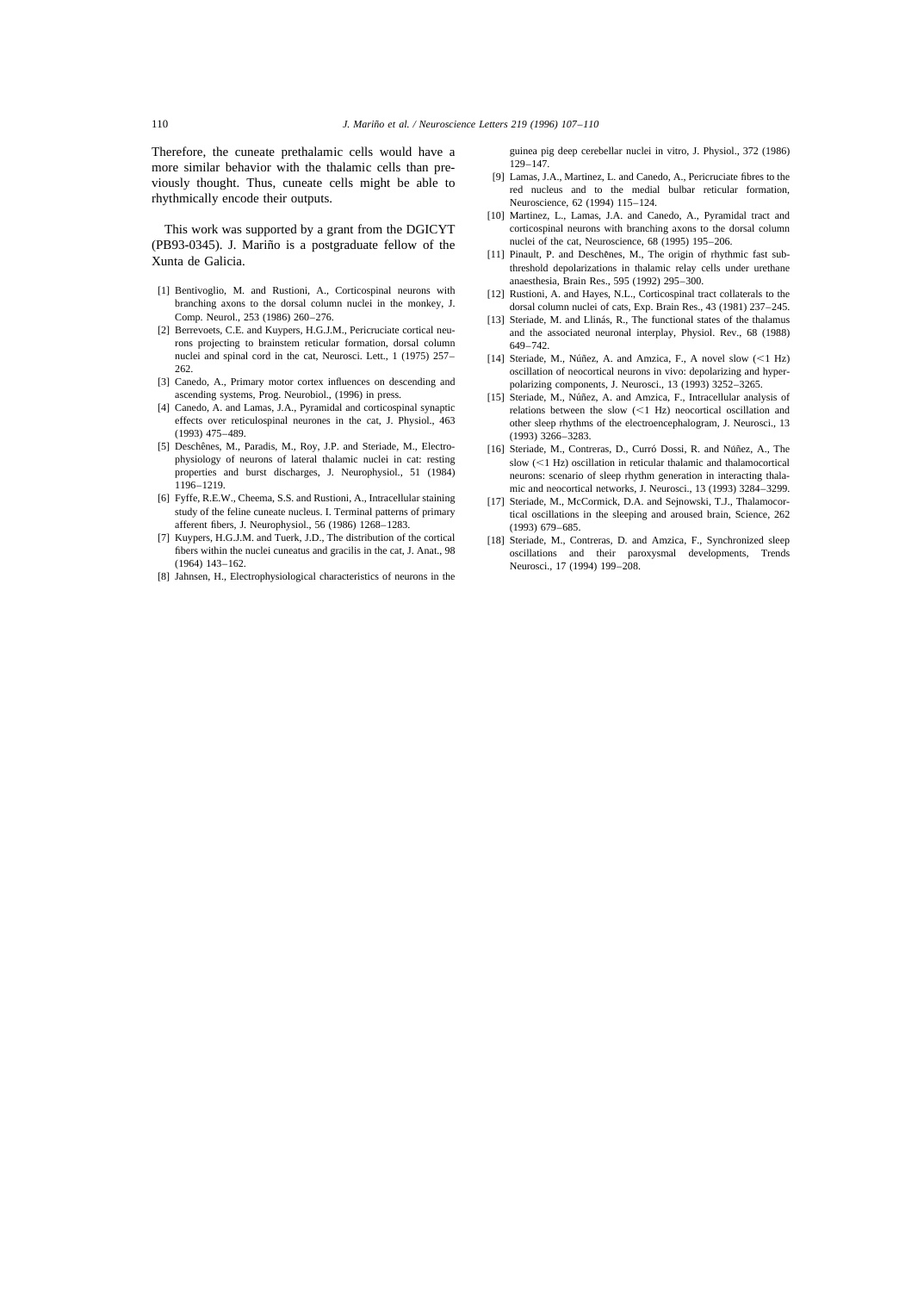Therefore, the cuneate prethalamic cells would have a more similar behavior with the thalamic cells than previously thought. Thus, cuneate cells might be able to rhythmically encode their outputs.

This work was supported by a grant from the DGICYT (PB93-0345). J. Mariño is a postgraduate fellow of the Xunta de Galicia.

[1] Bentivoglio, M. and Rustioni, A., Corticospinal neurons with branching axons to the dorsal column nuclei in the monkey, J. Comp. Neurol., 253 (1986) 260–276.

[2] Berrevoets, C.E. and Kuypers, H.G.J.M., Pericruciate cortical neurons projecting to brainstem reticular formation, dorsal column nuclei and spinal cord in the cat, Neurosci. Lett., 1 (1975) 257–262.

[3] Canedo, A., Primary motor cortex influences on descending and ascending systems, Prog. Neurobiol., (1996) in press.

[4] Canedo, A. and Lamas, J.A., Pyramidal and corticospinal synaptic effects over reticulospinal neurones in the cat, J. Physiol., 463 (1993) 475–489.

[5] Deschênes, M., Paradis, M., Roy, J.P. and Steriade, M., Electrophysiology of neurons of lateral thalamic nuclei in cat: resting properties and burst discharges, J. Neurophysiol., 51 (1984) 1196–1219.

[6] Fyffe, R.E.W., Cheema, S.S. and Rustioni, A., Intracellular staining study of the feline cuneate nucleus. I. Terminal patterns of primary afferent fibers, J. Neurophysiol., 56 (1986) 1268–1283.

[7] Kuypers, H.G.J.M. and Tuerk, J.D., The distribution of the cortical fibers within the nuclei cuneatus and gracilis in the cat, J. Anat., 98 (1964) 143–162.

[8] Jahnsen, H., Electrophysiological characteristics of neurons in the guinea pig deep cerebellar nuclei in vitro, J. Physiol., 372 (1986) 129–147.

[9] Lamas, J.A., Martinez, L. and Canedo, A., Pericruciate fibres to the red nucleus and to the medial bulbar reticular formation, Neuroscience, 62 (1994) 115–124.

[10] Martinez, L., Lamas, J.A. and Canedo, A., Pyramidal tract and corticospinal neurons with branching axons to the dorsal column nuclei of the cat, Neuroscience, 68 (1995) 195–206.

[11] Pinault, P. and Deschênes, M., The origin of rhythmic fast subthreshold depolarizations in thalamic relay cells under urethane anaesthesia, Brain Res., 595 (1992) 295–300.

[12] Rustioni, A. and Hayes, N.L., Corticospinal tract collaterals to the dorsal column nuclei of cats, Exp. Brain Res., 43 (1981) 237–245.

[13] Steriade, M. and Llinás, R., The functional states of the thalamus and the associated neuronal interplay, Physiol. Rev., 68 (1988) 649–742.

[14] Steriade, M., Núñez, A. and Amzica, F., A novel slow (<1 Hz) oscillation of neocortical neurons in vivo: depolarizing and hyperpolarizing components, J. Neurosci., 13 (1993) 3252–3265.

[15] Steriade, M., Núñez, A. and Amzica, F., Intracellular analysis of relations between the slow (<1 Hz) neocortical oscillation and other sleep rhythms of the electroencephalogram, J. Neurosci., 13 (1993) 3266–3283.

[16] Steriade, M., Contreras, D., Curró Dossi, R. and Núñez, A., The slow (<1 Hz) oscillation in reticular thalamic and thalamocortical neurons: scenario of sleep rhythm generation in interacting thalamic and neocortical networks, J. Neurosci., 13 (1993) 3284–3299.

[17] Steriade, M., McCormick, D.A. and Sejnowski, T.J., Thalamocortical oscillations in the sleeping and aroused brain, Science, 262 (1993) 679–685.

[18] Steriade, M., Contreras, D. and Amzica, F., Synchronized sleep oscillations and their paroxysmal developments, Trends Neurosci., 17 (1994) 199–208.